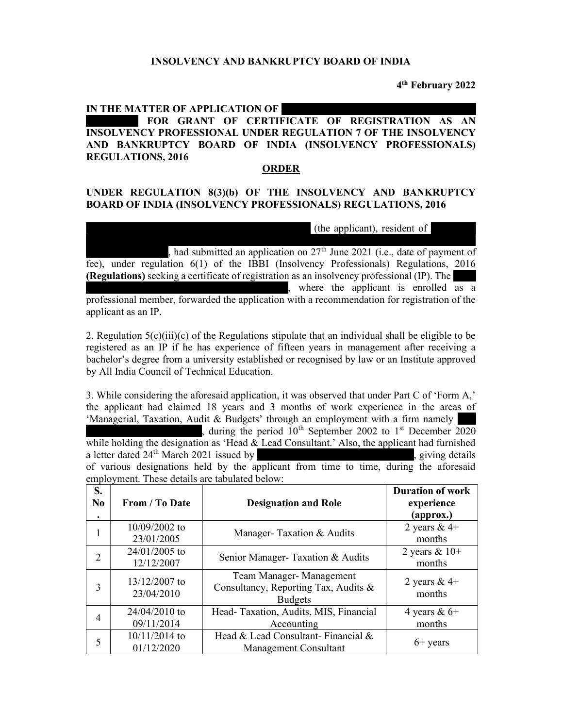**INSOLVENCY AND BANKRUPTCY BOARD OF INDIA**

**4th February 2022**

**IN THE MATTER OF APPLICATION OF ████████████████████ FOR GRANT OF CERTIFICATE OF REGISTRATION AS AN INSOLVENCY PROFESSIONAL UNDER REGULATION 7 OF THE INSOLVENCY AND BANKRUPTCY BOARD OF INDIA (INSOLVENCY PROFESSIONALS) REGULATIONS, 2016**

**ORDER**

**UNDER REGULATION 8(3)(b) OF THE INSOLVENCY AND BANKRUPTCY BOARD OF INDIA (INSOLVENCY PROFESSIONALS) REGULATIONS, 2016**

████████████████████ (the applicant), resident of ████████████████████, had submitted an application on 27th June 2021 (i.e., date of payment of fee), under regulation 6(1) of the IBBI (Insolvency Professionals) Regulations, 2016 **(Regulations)** seeking a certificate of registration as an insolvency professional (IP). The ████████████████████, where the applicant is enrolled as a professional member, forwarded the application with a recommendation for registration of the applicant as an IP.

2. Regulation 5(c)(iii)(c) of the Regulations stipulate that an individual shall be eligible to be registered as an IP if he has experience of fifteen years in management after receiving a bachelor's degree from a university established or recognised by law or an Institute approved by All India Council of Technical Education.

3. While considering the aforesaid application, it was observed that under Part C of 'Form A,' the applicant had claimed 18 years and 3 months of work experience in the areas of 'Managerial, Taxation, Audit & Budgets' through an employment with a firm namely ████████████████████, during the period 10th September 2002 to 1st December 2020 while holding the designation as 'Head & Lead Consultant.' Also, the applicant had furnished a letter dated 24th March 2021 issued by ████████████████████, giving details of various designations held by the applicant from time to time, during the aforesaid employment. These details are tabulated below:

| S. No. | From / To Date | Designation and Role | Duration of work experience (approx.) |
|---|---|---|---|
| 1 | 10/09/2002 to 23/01/2005 | Manager- Taxation & Audits | 2 years & 4+ months |
| 2 | 24/01/2005 to 12/12/2007 | Senior Manager- Taxation & Audits | 2 years & 10+ months |
| 3 | 13/12/2007 to 23/04/2010 | Team Manager- Management Consultancy, Reporting Tax, Audits & Budgets | 2 years & 4+ months |
| 4 | 24/04/2010 to 09/11/2014 | Head- Taxation, Audits, MIS, Financial Accounting | 4 years & 6+ months |
| 5 | 10/11/2014 to 01/12/2020 | Head & Lead Consultant- Financial & Management Consultant | 6+ years |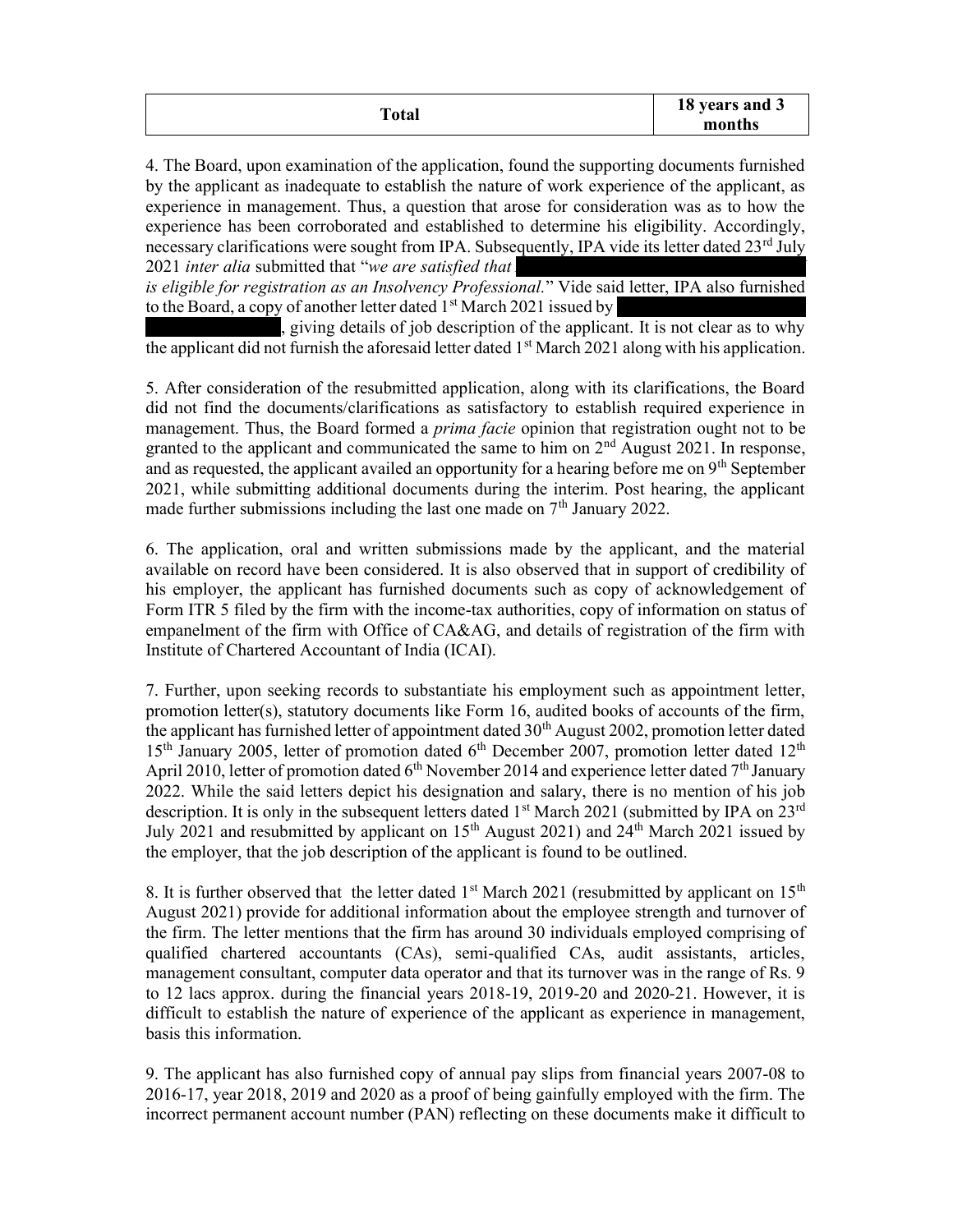| Total | 18 years and 3 months |
|---|---|

4. The Board, upon examination of the application, found the supporting documents furnished by the applicant as inadequate to establish the nature of work experience of the applicant, as experience in management. Thus, a question that arose for consideration was as to how the experience has been corroborated and established to determine his eligibility. Accordingly, necessary clarifications were sought from IPA. Subsequently, IPA vide its letter dated 23rd July 2021 *inter alia* submitted that "*we are satisfied that* *is eligible for registration as an Insolvency Professional.*" Vide said letter, IPA also furnished to the Board, a copy of another letter dated 1st March 2021 issued by , giving details of job description of the applicant. It is not clear as to why the applicant did not furnish the aforesaid letter dated 1st March 2021 along with his application.

5. After consideration of the resubmitted application, along with its clarifications, the Board did not find the documents/clarifications as satisfactory to establish required experience in management. Thus, the Board formed a *prima facie* opinion that registration ought not to be granted to the applicant and communicated the same to him on 2nd August 2021. In response, and as requested, the applicant availed an opportunity for a hearing before me on 9th September 2021, while submitting additional documents during the interim. Post hearing, the applicant made further submissions including the last one made on 7th January 2022.

6. The application, oral and written submissions made by the applicant, and the material available on record have been considered. It is also observed that in support of credibility of his employer, the applicant has furnished documents such as copy of acknowledgement of Form ITR 5 filed by the firm with the income-tax authorities, copy of information on status of empanelment of the firm with Office of CA&AG, and details of registration of the firm with Institute of Chartered Accountant of India (ICAI).

7. Further, upon seeking records to substantiate his employment such as appointment letter, promotion letter(s), statutory documents like Form 16, audited books of accounts of the firm, the applicant has furnished letter of appointment dated 30th August 2002, promotion letter dated 15th January 2005, letter of promotion dated 6th December 2007, promotion letter dated 12th April 2010, letter of promotion dated 6th November 2014 and experience letter dated 7th January 2022. While the said letters depict his designation and salary, there is no mention of his job description. It is only in the subsequent letters dated 1st March 2021 (submitted by IPA on 23rd July 2021 and resubmitted by applicant on 15th August 2021) and 24th March 2021 issued by the employer, that the job description of the applicant is found to be outlined.

8. It is further observed that the letter dated 1st March 2021 (resubmitted by applicant on 15th August 2021) provide for additional information about the employee strength and turnover of the firm. The letter mentions that the firm has around 30 individuals employed comprising of qualified chartered accountants (CAs), semi-qualified CAs, audit assistants, articles, management consultant, computer data operator and that its turnover was in the range of Rs. 9 to 12 lacs approx. during the financial years 2018-19, 2019-20 and 2020-21. However, it is difficult to establish the nature of experience of the applicant as experience in management, basis this information.

9. The applicant has also furnished copy of annual pay slips from financial years 2007-08 to 2016-17, year 2018, 2019 and 2020 as a proof of being gainfully employed with the firm. The incorrect permanent account number (PAN) reflecting on these documents make it difficult to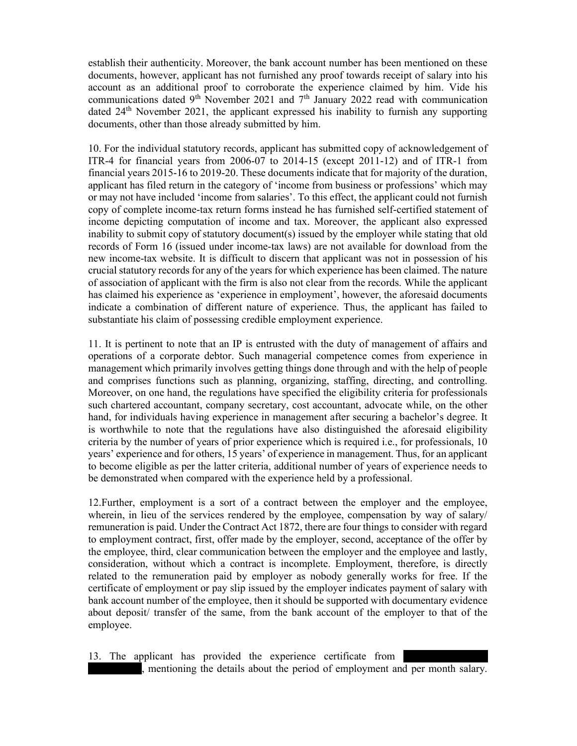establish their authenticity. Moreover, the bank account number has been mentioned on these documents, however, applicant has not furnished any proof towards receipt of salary into his account as an additional proof to corroborate the experience claimed by him. Vide his communications dated 9th November 2021 and 7th January 2022 read with communication dated 24th November 2021, the applicant expressed his inability to furnish any supporting documents, other than those already submitted by him.

10. For the individual statutory records, applicant has submitted copy of acknowledgement of ITR-4 for financial years from 2006-07 to 2014-15 (except 2011-12) and of ITR-1 from financial years 2015-16 to 2019-20. These documents indicate that for majority of the duration, applicant has filed return in the category of 'income from business or professions' which may or may not have included 'income from salaries'. To this effect, the applicant could not furnish copy of complete income-tax return forms instead he has furnished self-certified statement of income depicting computation of income and tax. Moreover, the applicant also expressed inability to submit copy of statutory document(s) issued by the employer while stating that old records of Form 16 (issued under income-tax laws) are not available for download from the new income-tax website. It is difficult to discern that applicant was not in possession of his crucial statutory records for any of the years for which experience has been claimed. The nature of association of applicant with the firm is also not clear from the records. While the applicant has claimed his experience as 'experience in employment', however, the aforesaid documents indicate a combination of different nature of experience. Thus, the applicant has failed to substantiate his claim of possessing credible employment experience.

11. It is pertinent to note that an IP is entrusted with the duty of management of affairs and operations of a corporate debtor. Such managerial competence comes from experience in management which primarily involves getting things done through and with the help of people and comprises functions such as planning, organizing, staffing, directing, and controlling. Moreover, on one hand, the regulations have specified the eligibility criteria for professionals such chartered accountant, company secretary, cost accountant, advocate while, on the other hand, for individuals having experience in management after securing a bachelor's degree. It is worthwhile to note that the regulations have also distinguished the aforesaid eligibility criteria by the number of years of prior experience which is required i.e., for professionals, 10 years' experience and for others, 15 years' of experience in management. Thus, for an applicant to become eligible as per the latter criteria, additional number of years of experience needs to be demonstrated when compared with the experience held by a professional.

12.Further, employment is a sort of a contract between the employer and the employee, wherein, in lieu of the services rendered by the employee, compensation by way of salary/ remuneration is paid. Under the Contract Act 1872, there are four things to consider with regard to employment contract, first, offer made by the employer, second, acceptance of the offer by the employee, third, clear communication between the employer and the employee and lastly, consideration, without which a contract is incomplete. Employment, therefore, is directly related to the remuneration paid by employer as nobody generally works for free. If the certificate of employment or pay slip issued by the employer indicates payment of salary with bank account number of the employee, then it should be supported with documentary evidence about deposit/ transfer of the same, from the bank account of the employer to that of the employee.

13. The applicant has provided the experience certificate from [REDACTED], mentioning the details about the period of employment and per month salary.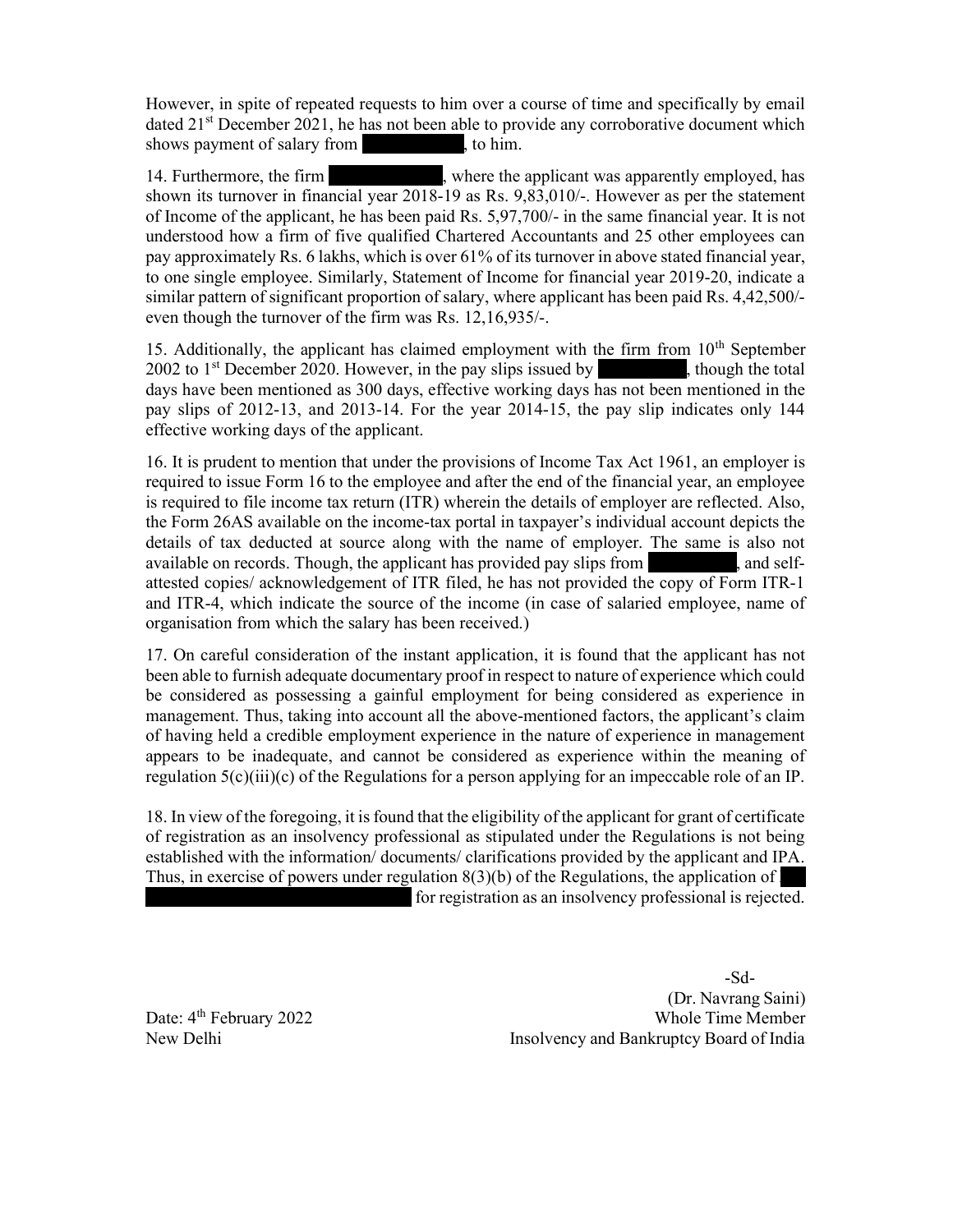However, in spite of repeated requests to him over a course of time and specifically by email dated 21st December 2021, he has not been able to provide any corroborative document which shows payment of salary from [redacted], to him.

14. Furthermore, the firm [redacted], where the applicant was apparently employed, has shown its turnover in financial year 2018-19 as Rs. 9,83,010/-. However as per the statement of Income of the applicant, he has been paid Rs. 5,97,700/- in the same financial year. It is not understood how a firm of five qualified Chartered Accountants and 25 other employees can pay approximately Rs. 6 lakhs, which is over 61% of its turnover in above stated financial year, to one single employee. Similarly, Statement of Income for financial year 2019-20, indicate a similar pattern of significant proportion of salary, where applicant has been paid Rs. 4,42,500/- even though the turnover of the firm was Rs. 12,16,935/-.

15. Additionally, the applicant has claimed employment with the firm from 10th September 2002 to 1st December 2020. However, in the pay slips issued by [redacted], though the total days have been mentioned as 300 days, effective working days has not been mentioned in the pay slips of 2012-13, and 2013-14. For the year 2014-15, the pay slip indicates only 144 effective working days of the applicant.

16. It is prudent to mention that under the provisions of Income Tax Act 1961, an employer is required to issue Form 16 to the employee and after the end of the financial year, an employee is required to file income tax return (ITR) wherein the details of employer are reflected. Also, the Form 26AS available on the income-tax portal in taxpayer's individual account depicts the details of tax deducted at source along with the name of employer. The same is also not available on records. Though, the applicant has provided pay slips from [redacted], and self-attested copies/ acknowledgement of ITR filed, he has not provided the copy of Form ITR-1 and ITR-4, which indicate the source of the income (in case of salaried employee, name of organisation from which the salary has been received.)

17. On careful consideration of the instant application, it is found that the applicant has not been able to furnish adequate documentary proof in respect to nature of experience which could be considered as possessing a gainful employment for being considered as experience in management. Thus, taking into account all the above-mentioned factors, the applicant's claim of having held a credible employment experience in the nature of experience in management appears to be inadequate, and cannot be considered as experience within the meaning of regulation 5(c)(iii)(c) of the Regulations for a person applying for an impeccable role of an IP.

18. In view of the foregoing, it is found that the eligibility of the applicant for grant of certificate of registration as an insolvency professional as stipulated under the Regulations is not being established with the information/ documents/ clarifications provided by the applicant and IPA. Thus, in exercise of powers under regulation 8(3)(b) of the Regulations, the application of [redacted] for registration as an insolvency professional is rejected.

-Sd-
(Dr. Navrang Saini)
Whole Time Member
Insolvency and Bankruptcy Board of India

Date: 4th February 2022
New Delhi